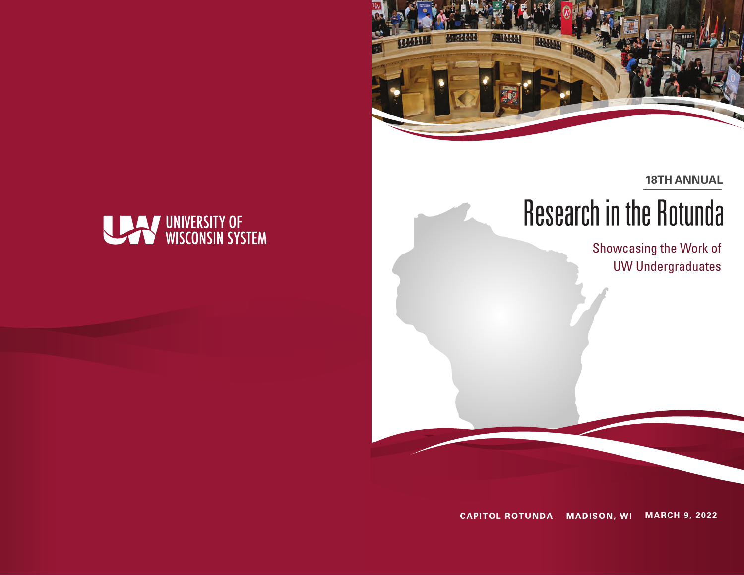UNIVERSITY OF WISCONSIN SYSTEM

18TH ANNUAL

# Research in the Rotunda

Showcasing the Work of UW Undergraduates

CAPITOL ROTUNDA MADISON, WI MARCH 9, 2022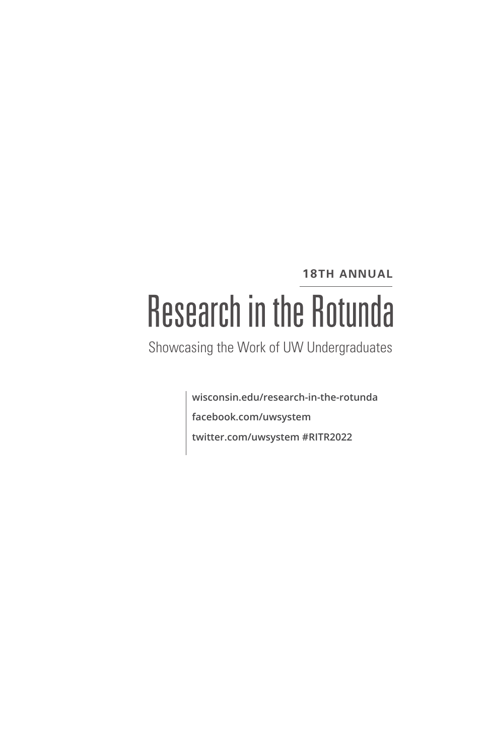**18TH ANNUAL**

# Research in the Rotunda

Showcasing the Work of UW Undergraduates

wisconsin.edu/research-in-the-rotunda

facebook.com/uwsystem

twitter.com/uwsystem #RITR2022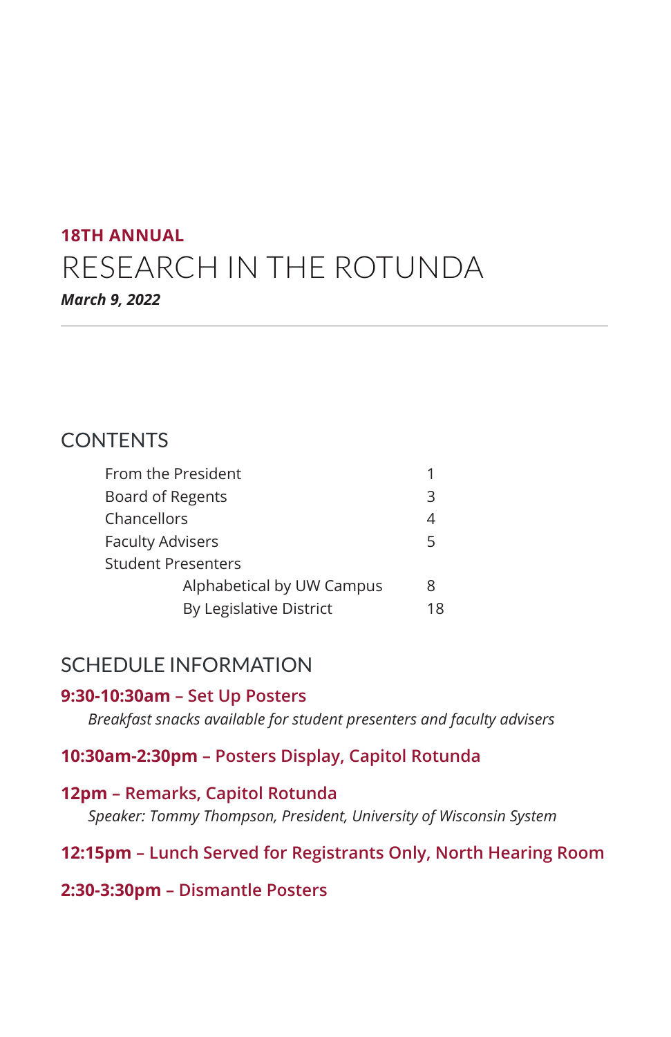**18TH ANNUAL**

# RESEARCH IN THE ROTUNDA

***March 9, 2022***

---

## CONTENTS

| | |
|---|---|
| From the President | 1 |
| Board of Regents | 3 |
| Chancellors | 4 |
| Faculty Advisers | 5 |
| Student Presenters | |
| Alphabetical by UW Campus | 8 |
| By Legislative District | 18 |

## SCHEDULE INFORMATION

**9:30-10:30am – Set Up Posters**

*Breakfast snacks available for student presenters and faculty advisers*

**10:30am-2:30pm – Posters Display, Capitol Rotunda**

**12pm – Remarks, Capitol Rotunda**

*Speaker: Tommy Thompson, President, University of Wisconsin System*

**12:15pm – Lunch Served for Registrants Only, North Hearing Room**

**2:30-3:30pm – Dismantle Posters**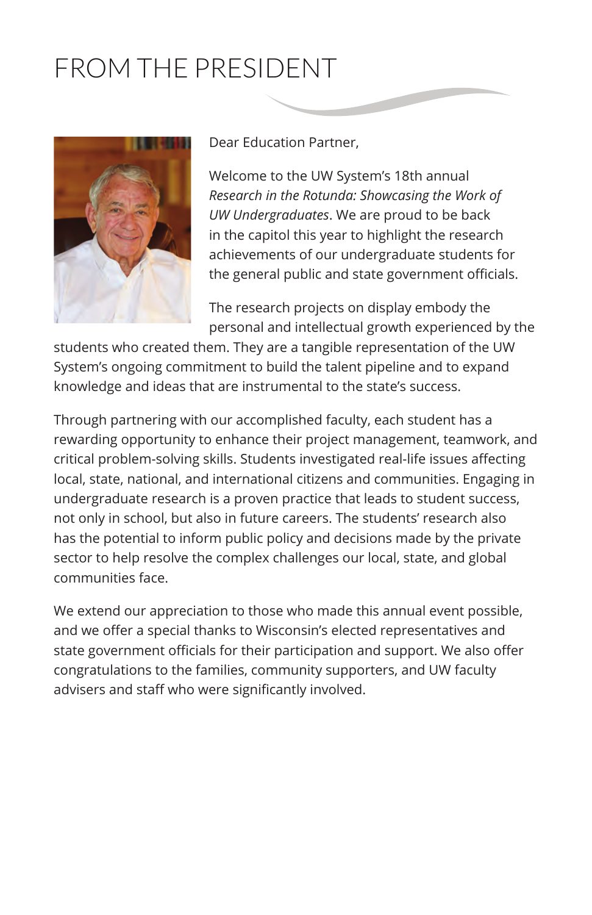# FROM THE PRESIDENT

Dear Education Partner,

Welcome to the UW System's 18th annual *Research in the Rotunda: Showcasing the Work of UW Undergraduates*. We are proud to be back in the capitol this year to highlight the research achievements of our undergraduate students for the general public and state government officials.

The research projects on display embody the personal and intellectual growth experienced by the students who created them. They are a tangible representation of the UW System's ongoing commitment to build the talent pipeline and to expand knowledge and ideas that are instrumental to the state's success.

Through partnering with our accomplished faculty, each student has a rewarding opportunity to enhance their project management, teamwork, and critical problem-solving skills. Students investigated real-life issues affecting local, state, national, and international citizens and communities. Engaging in undergraduate research is a proven practice that leads to student success, not only in school, but also in future careers. The students' research also has the potential to inform public policy and decisions made by the private sector to help resolve the complex challenges our local, state, and global communities face.

We extend our appreciation to those who made this annual event possible, and we offer a special thanks to Wisconsin's elected representatives and state government officials for their participation and support. We also offer congratulations to the families, community supporters, and UW faculty advisers and staff who were significantly involved.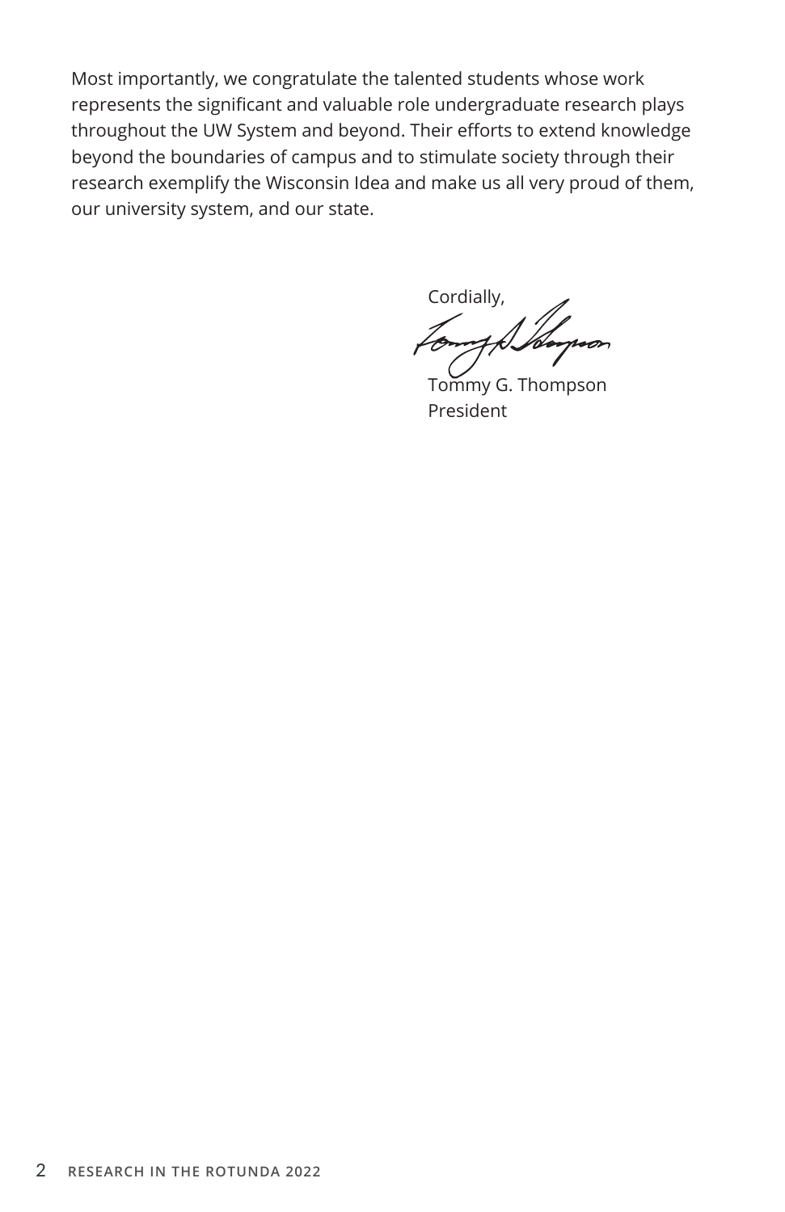Most importantly, we congratulate the talented students whose work represents the significant and valuable role undergraduate research plays throughout the UW System and beyond. Their efforts to extend knowledge beyond the boundaries of campus and to stimulate society through their research exemplify the Wisconsin Idea and make us all very proud of them, our university system, and our state.

Cordially,

Tommy G. Thompson
President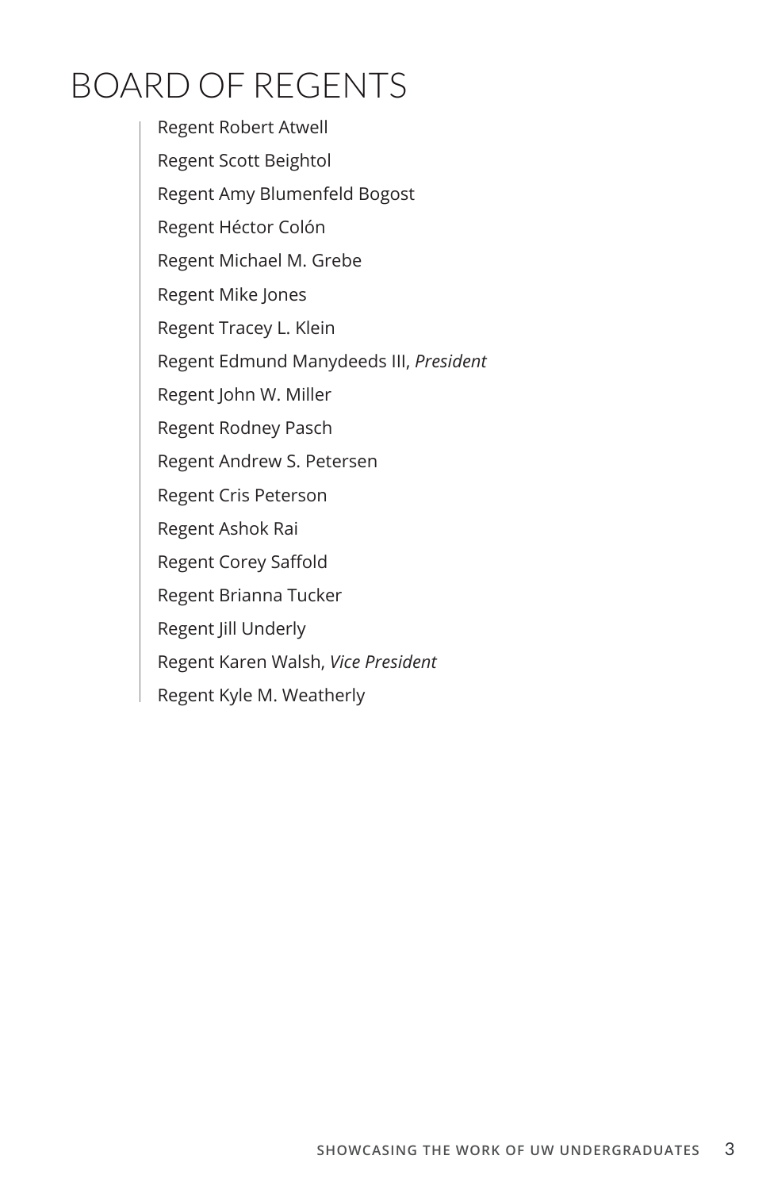# BOARD OF REGENTS

Regent Robert Atwell

Regent Scott Beightol

Regent Amy Blumenfeld Bogost

Regent Héctor Colón

Regent Michael M. Grebe

Regent Mike Jones

Regent Tracey L. Klein

Regent Edmund Manydeeds III, *President*

Regent John W. Miller

Regent Rodney Pasch

Regent Andrew S. Petersen

Regent Cris Peterson

Regent Ashok Rai

Regent Corey Saffold

Regent Brianna Tucker

Regent Jill Underly

Regent Karen Walsh, *Vice President*

Regent Kyle M. Weatherly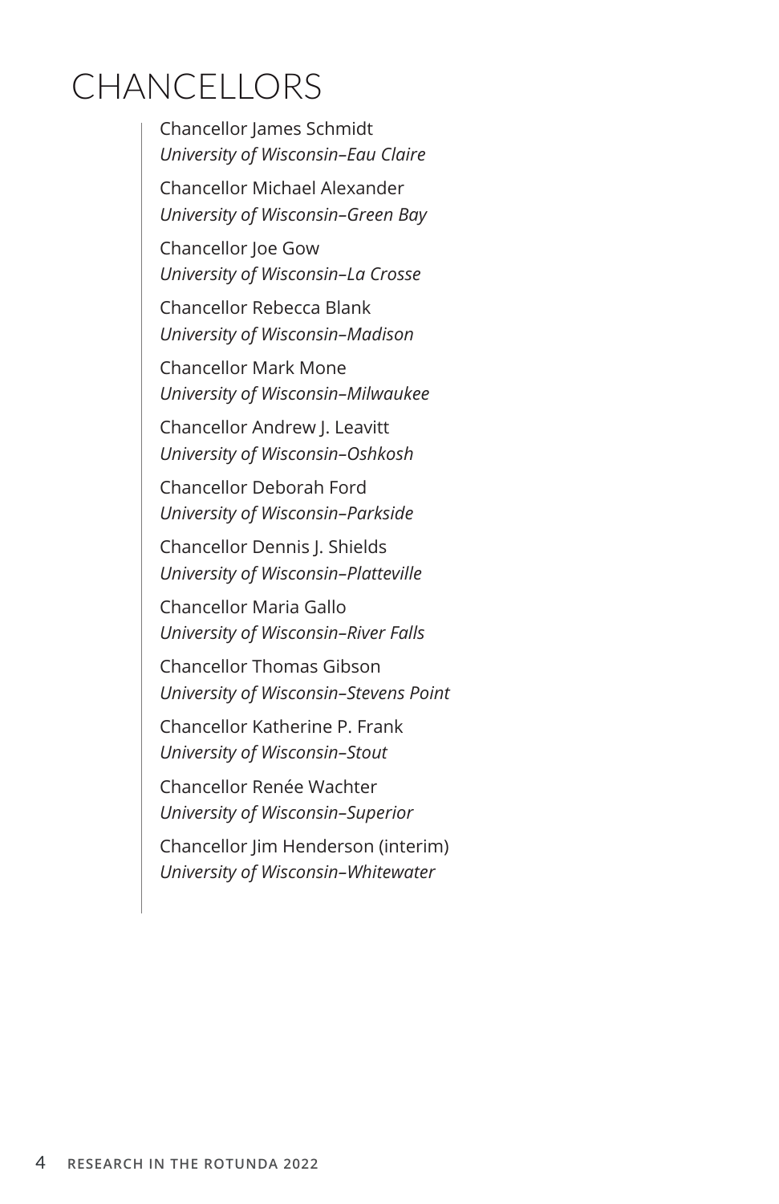# CHANCELLORS

Chancellor James Schmidt
*University of Wisconsin–Eau Claire*

Chancellor Michael Alexander
*University of Wisconsin–Green Bay*

Chancellor Joe Gow
*University of Wisconsin–La Crosse*

Chancellor Rebecca Blank
*University of Wisconsin–Madison*

Chancellor Mark Mone
*University of Wisconsin–Milwaukee*

Chancellor Andrew J. Leavitt
*University of Wisconsin–Oshkosh*

Chancellor Deborah Ford
*University of Wisconsin–Parkside*

Chancellor Dennis J. Shields
*University of Wisconsin–Platteville*

Chancellor Maria Gallo
*University of Wisconsin–River Falls*

Chancellor Thomas Gibson
*University of Wisconsin–Stevens Point*

Chancellor Katherine P. Frank
*University of Wisconsin–Stout*

Chancellor Renée Wachter
*University of Wisconsin–Superior*

Chancellor Jim Henderson (interim)
*University of Wisconsin–Whitewater*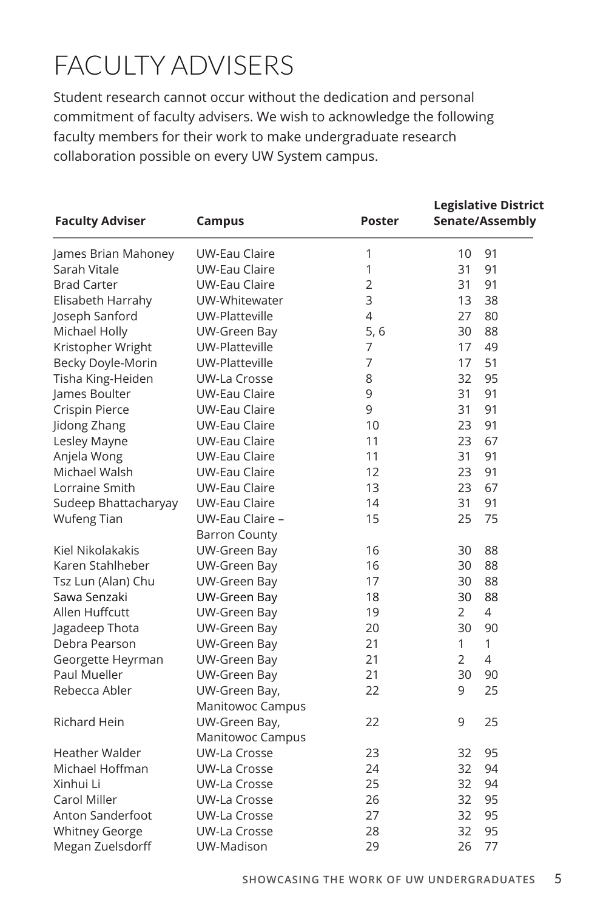# FACULTY ADVISERS

Student research cannot occur without the dedication and personal commitment of faculty advisers. We wish to acknowledge the following faculty members for their work to make undergraduate research collaboration possible on every UW System campus.

| Faculty Adviser | Campus | Poster | Legislative District Senate/Assembly | |
|---|---|---|---|---|
| James Brian Mahoney | UW-Eau Claire | 1 | 10 | 91 |
| Sarah Vitale | UW-Eau Claire | 1 | 31 | 91 |
| Brad Carter | UW-Eau Claire | 2 | 31 | 91 |
| Elisabeth Harrahy | UW-Whitewater | 3 | 13 | 38 |
| Joseph Sanford | UW-Platteville | 4 | 27 | 80 |
| Michael Holly | UW-Green Bay | 5, 6 | 30 | 88 |
| Kristopher Wright | UW-Platteville | 7 | 17 | 49 |
| Becky Doyle-Morin | UW-Platteville | 7 | 17 | 51 |
| Tisha King-Heiden | UW-La Crosse | 8 | 32 | 95 |
| James Boulter | UW-Eau Claire | 9 | 31 | 91 |
| Crispin Pierce | UW-Eau Claire | 9 | 31 | 91 |
| Jidong Zhang | UW-Eau Claire | 10 | 23 | 91 |
| Lesley Mayne | UW-Eau Claire | 11 | 23 | 67 |
| Anjela Wong | UW-Eau Claire | 11 | 31 | 91 |
| Michael Walsh | UW-Eau Claire | 12 | 23 | 91 |
| Lorraine Smith | UW-Eau Claire | 13 | 23 | 67 |
| Sudeep Bhattacharyay | UW-Eau Claire | 14 | 31 | 91 |
| Wufeng Tian | UW-Eau Claire – Barron County | 15 | 25 | 75 |
| Kiel Nikolakakis | UW-Green Bay | 16 | 30 | 88 |
| Karen Stahlheber | UW-Green Bay | 16 | 30 | 88 |
| Tsz Lun (Alan) Chu | UW-Green Bay | 17 | 30 | 88 |
| Sawa Senzaki | UW-Green Bay | 18 | 30 | 88 |
| Allen Huffcutt | UW-Green Bay | 19 | 2 | 4 |
| Jagadeep Thota | UW-Green Bay | 20 | 30 | 90 |
| Debra Pearson | UW-Green Bay | 21 | 1 | 1 |
| Georgette Heyrman | UW-Green Bay | 21 | 2 | 4 |
| Paul Mueller | UW-Green Bay | 21 | 30 | 90 |
| Rebecca Abler | UW-Green Bay, Manitowoc Campus | 22 | 9 | 25 |
| Richard Hein | UW-Green Bay, Manitowoc Campus | 22 | 9 | 25 |
| Heather Walder | UW-La Crosse | 23 | 32 | 95 |
| Michael Hoffman | UW-La Crosse | 24 | 32 | 94 |
| Xinhui Li | UW-La Crosse | 25 | 32 | 94 |
| Carol Miller | UW-La Crosse | 26 | 32 | 95 |
| Anton Sanderfoot | UW-La Crosse | 27 | 32 | 95 |
| Whitney George | UW-La Crosse | 28 | 32 | 95 |
| Megan Zuelsdorff | UW-Madison | 29 | 26 | 77 |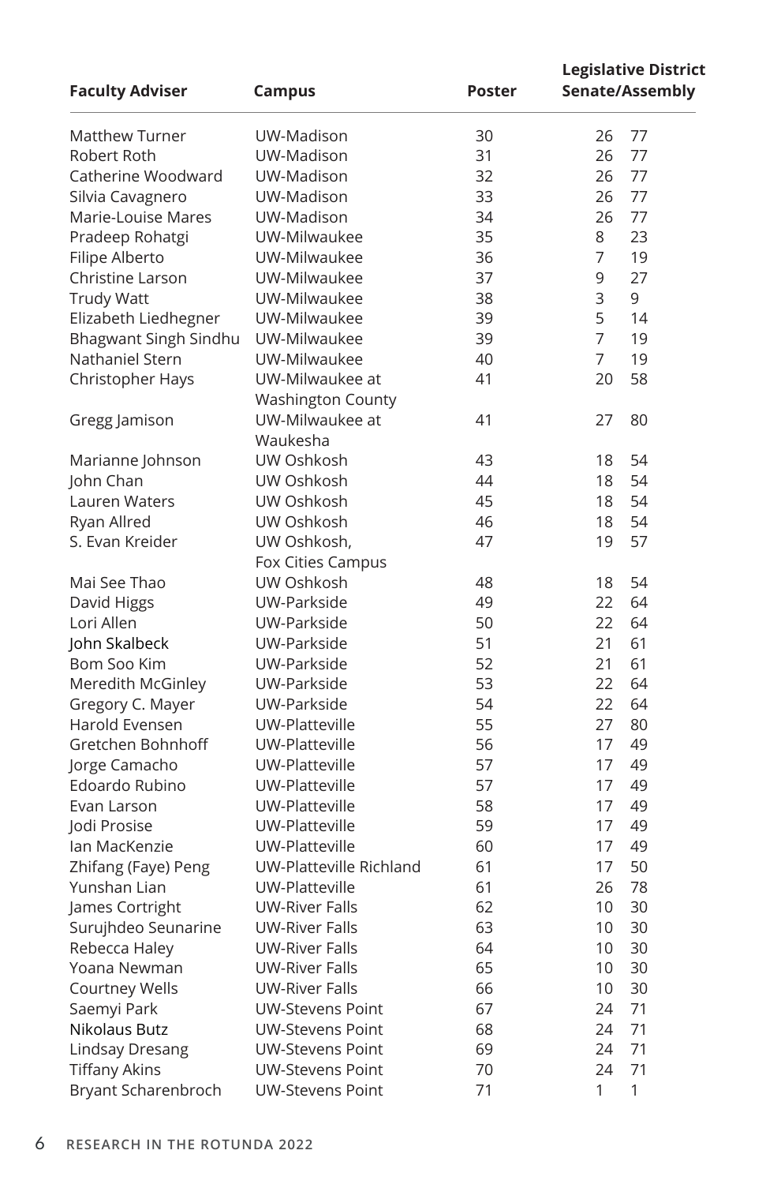| Faculty Adviser | Campus | Poster | Legislative District Senate/Assembly | |
|---|---|---|---|---|
| Matthew Turner | UW-Madison | 30 | 26 | 77 |
| Robert Roth | UW-Madison | 31 | 26 | 77 |
| Catherine Woodward | UW-Madison | 32 | 26 | 77 |
| Silvia Cavagnero | UW-Madison | 33 | 26 | 77 |
| Marie-Louise Mares | UW-Madison | 34 | 26 | 77 |
| Pradeep Rohatgi | UW-Milwaukee | 35 | 8 | 23 |
| Filipe Alberto | UW-Milwaukee | 36 | 7 | 19 |
| Christine Larson | UW-Milwaukee | 37 | 9 | 27 |
| Trudy Watt | UW-Milwaukee | 38 | 3 | 9 |
| Elizabeth Liedhegner | UW-Milwaukee | 39 | 5 | 14 |
| Bhagwant Singh Sindhu | UW-Milwaukee | 39 | 7 | 19 |
| Nathaniel Stern | UW-Milwaukee | 40 | 7 | 19 |
| Christopher Hays | UW-Milwaukee at Washington County | 41 | 20 | 58 |
| Gregg Jamison | UW-Milwaukee at Waukesha | 41 | 27 | 80 |
| Marianne Johnson | UW Oshkosh | 43 | 18 | 54 |
| John Chan | UW Oshkosh | 44 | 18 | 54 |
| Lauren Waters | UW Oshkosh | 45 | 18 | 54 |
| Ryan Allred | UW Oshkosh | 46 | 18 | 54 |
| S. Evan Kreider | UW Oshkosh, Fox Cities Campus | 47 | 19 | 57 |
| Mai See Thao | UW Oshkosh | 48 | 18 | 54 |
| David Higgs | UW-Parkside | 49 | 22 | 64 |
| Lori Allen | UW-Parkside | 50 | 22 | 64 |
| John Skalbeck | UW-Parkside | 51 | 21 | 61 |
| Bom Soo Kim | UW-Parkside | 52 | 21 | 61 |
| Meredith McGinley | UW-Parkside | 53 | 22 | 64 |
| Gregory C. Mayer | UW-Parkside | 54 | 22 | 64 |
| Harold Evensen | UW-Platteville | 55 | 27 | 80 |
| Gretchen Bohnhoff | UW-Platteville | 56 | 17 | 49 |
| Jorge Camacho | UW-Platteville | 57 | 17 | 49 |
| Edoardo Rubino | UW-Platteville | 57 | 17 | 49 |
| Evan Larson | UW-Platteville | 58 | 17 | 49 |
| Jodi Prosise | UW-Platteville | 59 | 17 | 49 |
| Ian MacKenzie | UW-Platteville | 60 | 17 | 49 |
| Zhifang (Faye) Peng | UW-Platteville Richland | 61 | 17 | 50 |
| Yunshan Lian | UW-Platteville | 61 | 26 | 78 |
| James Cortright | UW-River Falls | 62 | 10 | 30 |
| Surujhdeo Seunarine | UW-River Falls | 63 | 10 | 30 |
| Rebecca Haley | UW-River Falls | 64 | 10 | 30 |
| Yoana Newman | UW-River Falls | 65 | 10 | 30 |
| Courtney Wells | UW-River Falls | 66 | 10 | 30 |
| Saemyi Park | UW-Stevens Point | 67 | 24 | 71 |
| Nikolaus Butz | UW-Stevens Point | 68 | 24 | 71 |
| Lindsay Dresang | UW-Stevens Point | 69 | 24 | 71 |
| Tiffany Akins | UW-Stevens Point | 70 | 24 | 71 |
| Bryant Scharenbroch | UW-Stevens Point | 71 | 1 | 1 |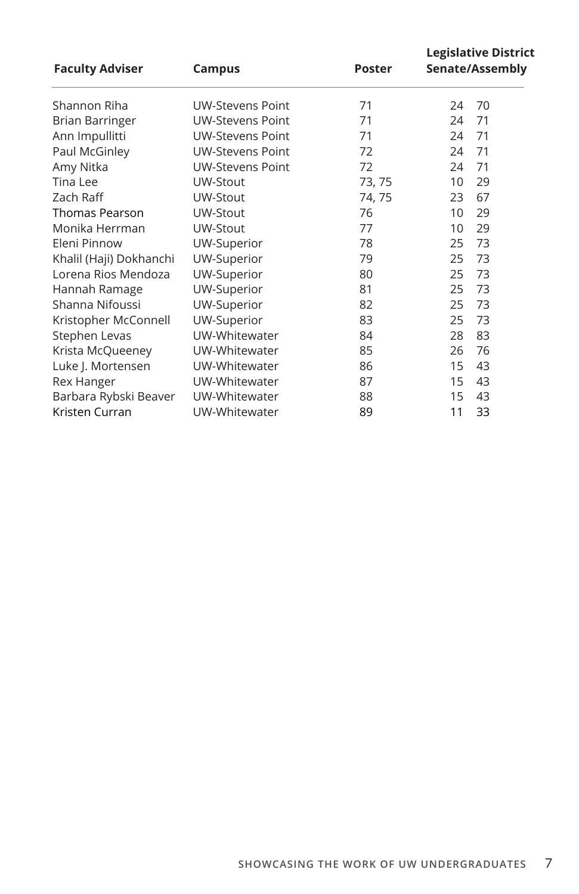| Faculty Adviser | Campus | Poster | Legislative District Senate/Assembly | |
|---|---|---|---|---|
| Shannon Riha | UW-Stevens Point | 71 | 24 | 70 |
| Brian Barringer | UW-Stevens Point | 71 | 24 | 71 |
| Ann Impullitti | UW-Stevens Point | 71 | 24 | 71 |
| Paul McGinley | UW-Stevens Point | 72 | 24 | 71 |
| Amy Nitka | UW-Stevens Point | 72 | 24 | 71 |
| Tina Lee | UW-Stout | 73, 75 | 10 | 29 |
| Zach Raff | UW-Stout | 74, 75 | 23 | 67 |
| Thomas Pearson | UW-Stout | 76 | 10 | 29 |
| Monika Herrman | UW-Stout | 77 | 10 | 29 |
| Eleni Pinnow | UW-Superior | 78 | 25 | 73 |
| Khalil (Haji) Dokhanchi | UW-Superior | 79 | 25 | 73 |
| Lorena Rios Mendoza | UW-Superior | 80 | 25 | 73 |
| Hannah Ramage | UW-Superior | 81 | 25 | 73 |
| Shanna Nifoussi | UW-Superior | 82 | 25 | 73 |
| Kristopher McConnell | UW-Superior | 83 | 25 | 73 |
| Stephen Levas | UW-Whitewater | 84 | 28 | 83 |
| Krista McQueeney | UW-Whitewater | 85 | 26 | 76 |
| Luke J. Mortensen | UW-Whitewater | 86 | 15 | 43 |
| Rex Hanger | UW-Whitewater | 87 | 15 | 43 |
| Barbara Rybski Beaver | UW-Whitewater | 88 | 15 | 43 |
| Kristen Curran | UW-Whitewater | 89 | 11 | 33 |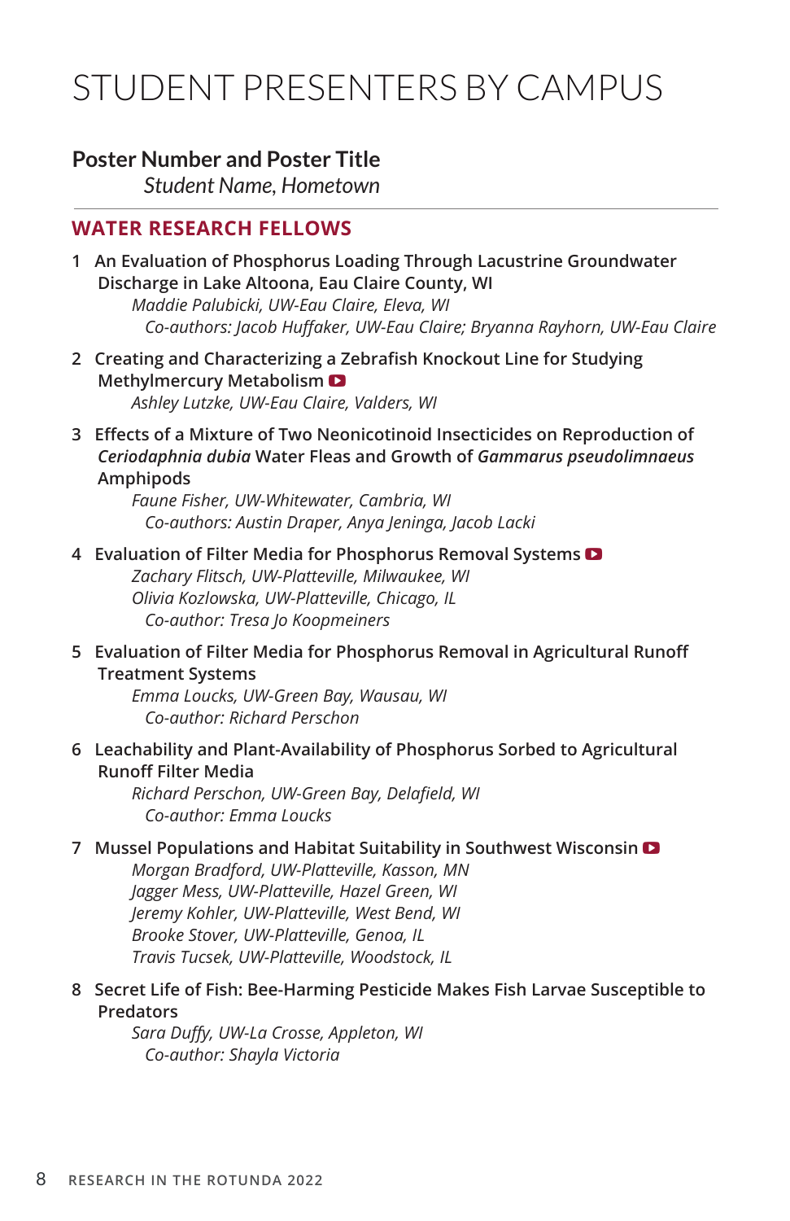# STUDENT PRESENTERS BY CAMPUS

**Poster Number and Poster Title**
*Student Name, Hometown*

## WATER RESEARCH FELLOWS

1 **An Evaluation of Phosphorus Loading Through Lacustrine Groundwater Discharge in Lake Altoona, Eau Claire County, WI**
*Maddie Palubicki, UW-Eau Claire, Eleva, WI*
*Co-authors: Jacob Huffaker, UW-Eau Claire; Bryanna Rayhorn, UW-Eau Claire*

2 **Creating and Characterizing a Zebrafish Knockout Line for Studying Methylmercury Metabolism**
*Ashley Lutzke, UW-Eau Claire, Valders, WI*

3 **Effects of a Mixture of Two Neonicotinoid Insecticides on Reproduction of *Ceriodaphnia dubia* Water Fleas and Growth of *Gammarus pseudolimnaeus* Amphipods**
*Faune Fisher, UW-Whitewater, Cambria, WI*
*Co-authors: Austin Draper, Anya Jeninga, Jacob Lacki*

4 **Evaluation of Filter Media for Phosphorus Removal Systems**
*Zachary Flitsch, UW-Platteville, Milwaukee, WI*
*Olivia Kozlowska, UW-Platteville, Chicago, IL*
*Co-author: Tresa Jo Koopmeiners*

5 **Evaluation of Filter Media for Phosphorus Removal in Agricultural Runoff Treatment Systems**
*Emma Loucks, UW-Green Bay, Wausau, WI*
*Co-author: Richard Perschon*

6 **Leachability and Plant-Availability of Phosphorus Sorbed to Agricultural Runoff Filter Media**
*Richard Perschon, UW-Green Bay, Delafield, WI*
*Co-author: Emma Loucks*

7 **Mussel Populations and Habitat Suitability in Southwest Wisconsin**
*Morgan Bradford, UW-Platteville, Kasson, MN*
*Jagger Mess, UW-Platteville, Hazel Green, WI*
*Jeremy Kohler, UW-Platteville, West Bend, WI*
*Brooke Stover, UW-Platteville, Genoa, IL*
*Travis Tucsek, UW-Platteville, Woodstock, IL*

8 **Secret Life of Fish: Bee-Harming Pesticide Makes Fish Larvae Susceptible to Predators**
*Sara Duffy, UW-La Crosse, Appleton, WI*
*Co-author: Shayla Victoria*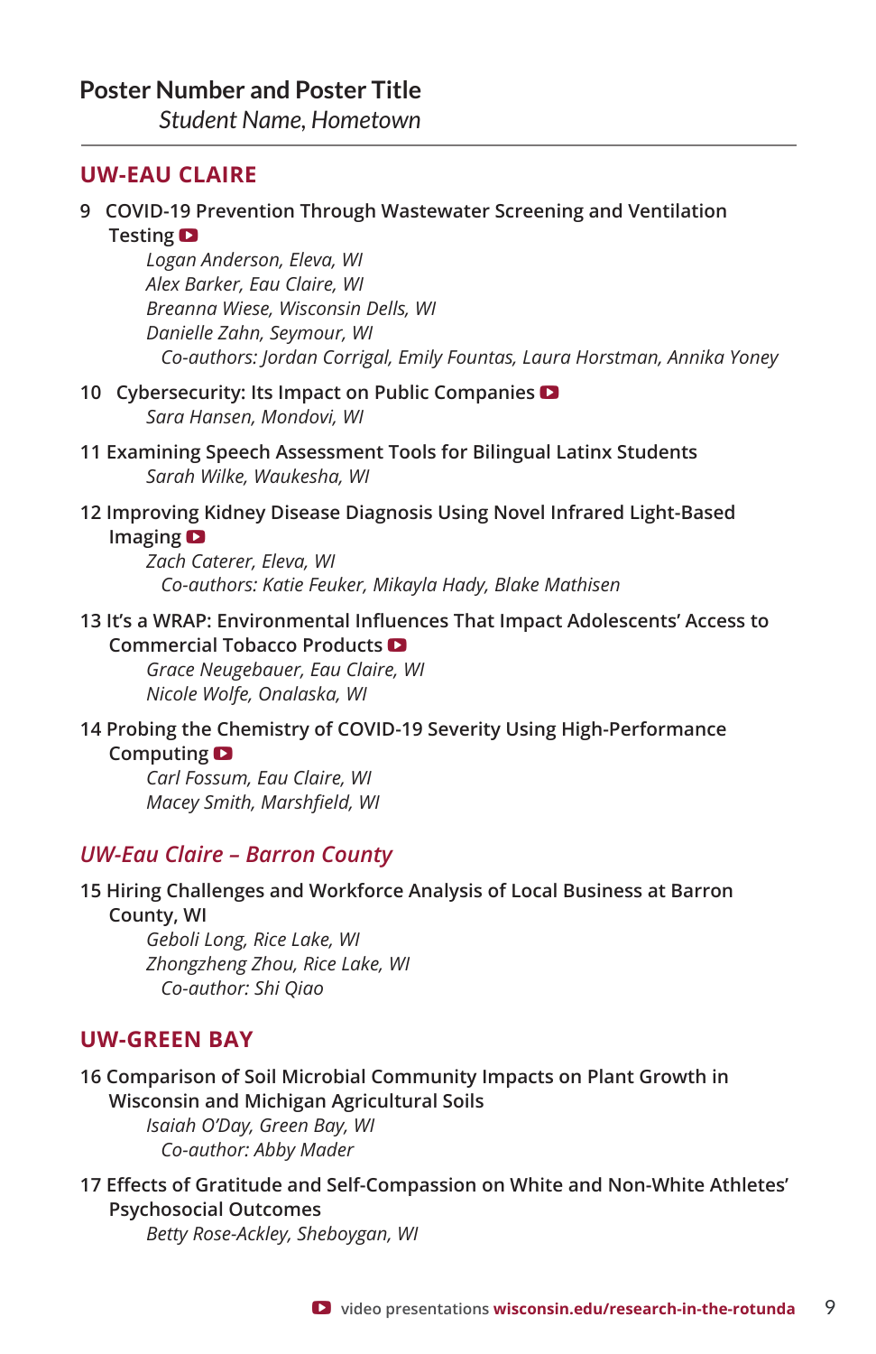**Poster Number and Poster Title**
*Student Name, Hometown*

## UW-EAU CLAIRE

**9 COVID-19 Prevention Through Wastewater Screening and Ventilation Testing** ▶

*Logan Anderson, Eleva, WI*
*Alex Barker, Eau Claire, WI*
*Breanna Wiese, Wisconsin Dells, WI*
*Danielle Zahn, Seymour, WI*
*Co-authors: Jordan Corrigal, Emily Fountas, Laura Horstman, Annika Yoney*

**10 Cybersecurity: Its Impact on Public Companies** ▶

*Sara Hansen, Mondovi, WI*

**11 Examining Speech Assessment Tools for Bilingual Latinx Students**

*Sarah Wilke, Waukesha, WI*

**12 Improving Kidney Disease Diagnosis Using Novel Infrared Light-Based Imaging** ▶

*Zach Caterer, Eleva, WI*
*Co-authors: Katie Feuker, Mikayla Hady, Blake Mathisen*

**13 It's a WRAP: Environmental Influences That Impact Adolescents' Access to Commercial Tobacco Products** ▶

*Grace Neugebauer, Eau Claire, WI*
*Nicole Wolfe, Onalaska, WI*

**14 Probing the Chemistry of COVID-19 Severity Using High-Performance Computing** ▶

*Carl Fossum, Eau Claire, WI*
*Macey Smith, Marshfield, WI*

### *UW-Eau Claire – Barron County*

**15 Hiring Challenges and Workforce Analysis of Local Business at Barron County, WI**

*Geboli Long, Rice Lake, WI*
*Zhongzheng Zhou, Rice Lake, WI*
*Co-author: Shi Qiao*

## UW-GREEN BAY

**16 Comparison of Soil Microbial Community Impacts on Plant Growth in Wisconsin and Michigan Agricultural Soils**

*Isaiah O'Day, Green Bay, WI*
*Co-author: Abby Mader*

**17 Effects of Gratitude and Self-Compassion on White and Non-White Athletes' Psychosocial Outcomes**

*Betty Rose-Ackley, Sheboygan, WI*

▶ video presentations **wisconsin.edu/research-in-the-rotunda**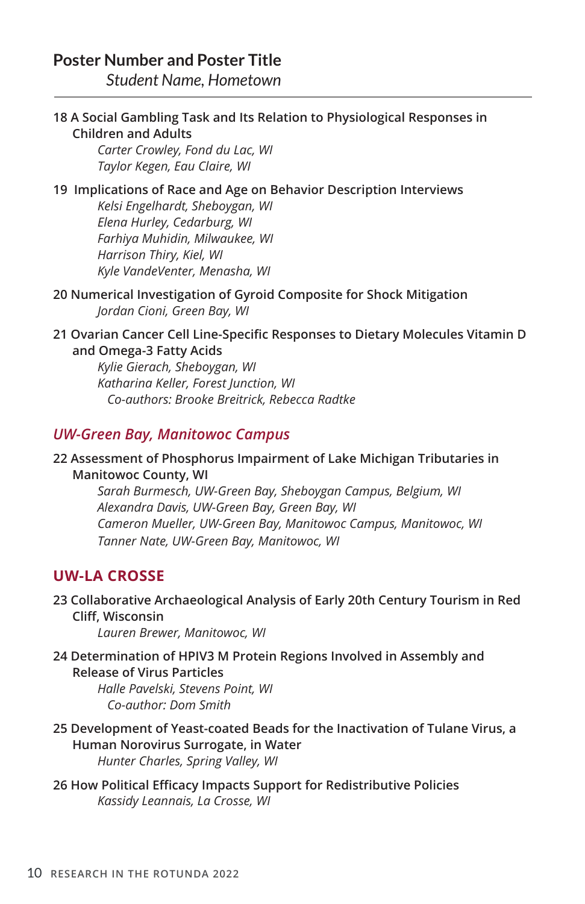**Poster Number and Poster Title**
*Student Name, Hometown*

---

**18 A Social Gambling Task and Its Relation to Physiological Responses in Children and Adults**
*Carter Crowley, Fond du Lac, WI*
*Taylor Kegen, Eau Claire, WI*

**19 Implications of Race and Age on Behavior Description Interviews**
*Kelsi Engelhardt, Sheboygan, WI*
*Elena Hurley, Cedarburg, WI*
*Farhiya Muhidin, Milwaukee, WI*
*Harrison Thiry, Kiel, WI*
*Kyle VandeVenter, Menasha, WI*

**20 Numerical Investigation of Gyroid Composite for Shock Mitigation**
*Jordan Cioni, Green Bay, WI*

**21 Ovarian Cancer Cell Line-Specific Responses to Dietary Molecules Vitamin D and Omega-3 Fatty Acids**
*Kylie Gierach, Sheboygan, WI*
*Katharina Keller, Forest Junction, WI*
*Co-authors: Brooke Breitrick, Rebecca Radtke*

## *UW-Green Bay, Manitowoc Campus*

**22 Assessment of Phosphorus Impairment of Lake Michigan Tributaries in Manitowoc County, WI**
*Sarah Burmesch, UW-Green Bay, Sheboygan Campus, Belgium, WI*
*Alexandra Davis, UW-Green Bay, Green Bay, WI*
*Cameron Mueller, UW-Green Bay, Manitowoc Campus, Manitowoc, WI*
*Tanner Nate, UW-Green Bay, Manitowoc, WI*

## UW-LA CROSSE

**23 Collaborative Archaeological Analysis of Early 20th Century Tourism in Red Cliff, Wisconsin**
*Lauren Brewer, Manitowoc, WI*

**24 Determination of HPIV3 M Protein Regions Involved in Assembly and Release of Virus Particles**
*Halle Pavelski, Stevens Point, WI*
*Co-author: Dom Smith*

**25 Development of Yeast-coated Beads for the Inactivation of Tulane Virus, a Human Norovirus Surrogate, in Water**
*Hunter Charles, Spring Valley, WI*

**26 How Political Efficacy Impacts Support for Redistributive Policies**
*Kassidy Leannais, La Crosse, WI*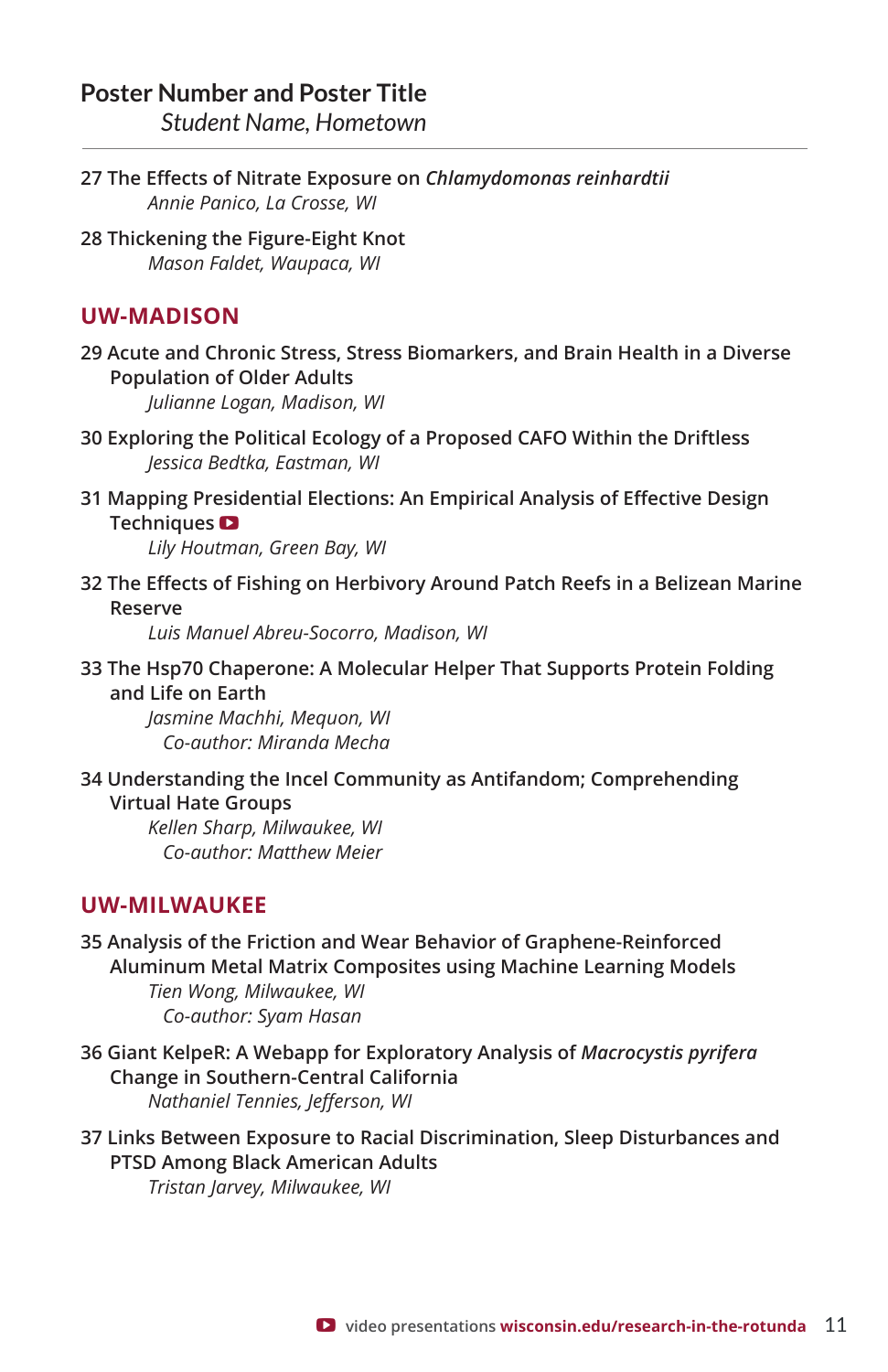**Poster Number and Poster Title**
*Student Name, Hometown*

---

27 The Effects of Nitrate Exposure on *Chlamydomonas reinhardtii*
*Annie Panico, La Crosse, WI*

28 Thickening the Figure-Eight Knot
*Mason Faldet, Waupaca, WI*

## UW-MADISON

29 Acute and Chronic Stress, Stress Biomarkers, and Brain Health in a Diverse Population of Older Adults
*Julianne Logan, Madison, WI*

30 Exploring the Political Ecology of a Proposed CAFO Within the Driftless
*Jessica Bedtka, Eastman, WI*

31 Mapping Presidential Elections: An Empirical Analysis of Effective Design Techniques ▶
*Lily Houtman, Green Bay, WI*

32 The Effects of Fishing on Herbivory Around Patch Reefs in a Belizean Marine Reserve
*Luis Manuel Abreu-Socorro, Madison, WI*

33 The Hsp70 Chaperone: A Molecular Helper That Supports Protein Folding and Life on Earth
*Jasmine Machhi, Mequon, WI*
*Co-author: Miranda Mecha*

34 Understanding the Incel Community as Antifandom; Comprehending Virtual Hate Groups
*Kellen Sharp, Milwaukee, WI*
*Co-author: Matthew Meier*

## UW-MILWAUKEE

35 Analysis of the Friction and Wear Behavior of Graphene-Reinforced Aluminum Metal Matrix Composites using Machine Learning Models
*Tien Wong, Milwaukee, WI*
*Co-author: Syam Hasan*

36 Giant KelpeR: A Webapp for Exploratory Analysis of *Macrocystis pyrifera* Change in Southern-Central California
*Nathaniel Tennies, Jefferson, WI*

37 Links Between Exposure to Racial Discrimination, Sleep Disturbances and PTSD Among Black American Adults
*Tristan Jarvey, Milwaukee, WI*

▶ video presentations **wisconsin.edu/research-in-the-rotunda**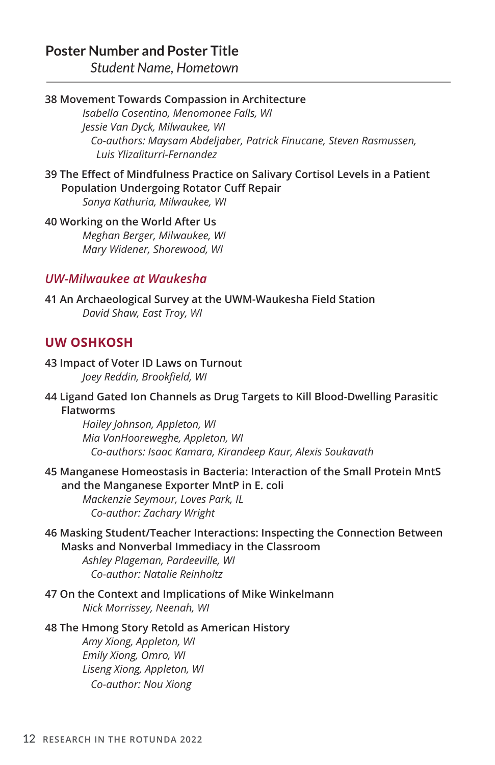**Poster Number and Poster Title**
*Student Name, Hometown*

---

38 Movement Towards Compassion in Architecture
*Isabella Cosentino, Menomonee Falls, WI*
*Jessie Van Dyck, Milwaukee, WI*
*Co-authors: Maysam Abdeljaber, Patrick Finucane, Steven Rasmussen, Luis Ylizaliturri-Fernandez*

39 The Effect of Mindfulness Practice on Salivary Cortisol Levels in a Patient Population Undergoing Rotator Cuff Repair
*Sanya Kathuria, Milwaukee, WI*

40 Working on the World After Us
*Meghan Berger, Milwaukee, WI*
*Mary Widener, Shorewood, WI*

## *UW-Milwaukee at Waukesha*

41 An Archaeological Survey at the UWM-Waukesha Field Station
*David Shaw, East Troy, WI*

## UW OSHKOSH

43 Impact of Voter ID Laws on Turnout
*Joey Reddin, Brookfield, WI*

44 Ligand Gated Ion Channels as Drug Targets to Kill Blood-Dwelling Parasitic Flatworms
*Hailey Johnson, Appleton, WI*
*Mia VanHooreweghe, Appleton, WI*
*Co-authors: Isaac Kamara, Kirandeep Kaur, Alexis Soukavath*

45 Manganese Homeostasis in Bacteria: Interaction of the Small Protein MntS and the Manganese Exporter MntP in E. coli
*Mackenzie Seymour, Loves Park, IL*
*Co-author: Zachary Wright*

46 Masking Student/Teacher Interactions: Inspecting the Connection Between Masks and Nonverbal Immediacy in the Classroom
*Ashley Plageman, Pardeeville, WI*
*Co-author: Natalie Reinholtz*

47 On the Context and Implications of Mike Winkelmann
*Nick Morrissey, Neenah, WI*

48 The Hmong Story Retold as American History
*Amy Xiong, Appleton, WI*
*Emily Xiong, Omro, WI*
*Liseng Xiong, Appleton, WI*
*Co-author: Nou Xiong*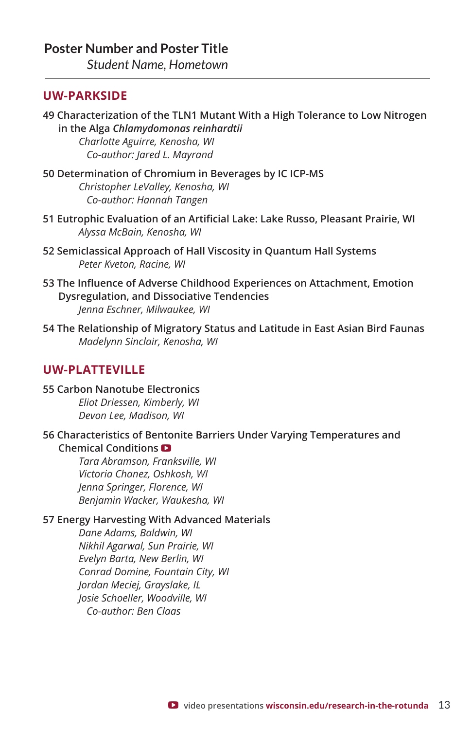**Poster Number and Poster Title**
*Student Name, Hometown*

---

## UW-PARKSIDE

**49 Characterization of the TLN1 Mutant With a High Tolerance to Low Nitrogen in the Alga *Chlamydomonas reinhardtii***
*Charlotte Aguirre, Kenosha, WI*
*Co-author: Jared L. Mayrand*

**50 Determination of Chromium in Beverages by IC ICP-MS**
*Christopher LeValley, Kenosha, WI*
*Co-author: Hannah Tangen*

**51 Eutrophic Evaluation of an Artificial Lake: Lake Russo, Pleasant Prairie, WI**
*Alyssa McBain, Kenosha, WI*

**52 Semiclassical Approach of Hall Viscosity in Quantum Hall Systems**
*Peter Kveton, Racine, WI*

**53 The Influence of Adverse Childhood Experiences on Attachment, Emotion Dysregulation, and Dissociative Tendencies**
*Jenna Eschner, Milwaukee, WI*

**54 The Relationship of Migratory Status and Latitude in East Asian Bird Faunas**
*Madelynn Sinclair, Kenosha, WI*

## UW-PLATTEVILLE

**55 Carbon Nanotube Electronics**
*Eliot Driessen, Kimberly, WI*
*Devon Lee, Madison, WI*

**56 Characteristics of Bentonite Barriers Under Varying Temperatures and Chemical Conditions** ▶
*Tara Abramson, Franksville, WI*
*Victoria Chanez, Oshkosh, WI*
*Jenna Springer, Florence, WI*
*Benjamin Wacker, Waukesha, WI*

**57 Energy Harvesting With Advanced Materials**
*Dane Adams, Baldwin, WI*
*Nikhil Agarwal, Sun Prairie, WI*
*Evelyn Barta, New Berlin, WI*
*Conrad Domine, Fountain City, WI*
*Jordan Meciej, Grayslake, IL*
*Josie Schoeller, Woodville, WI*
*Co-author: Ben Claas*

▶ video presentations **wisconsin.edu/research-in-the-rotunda**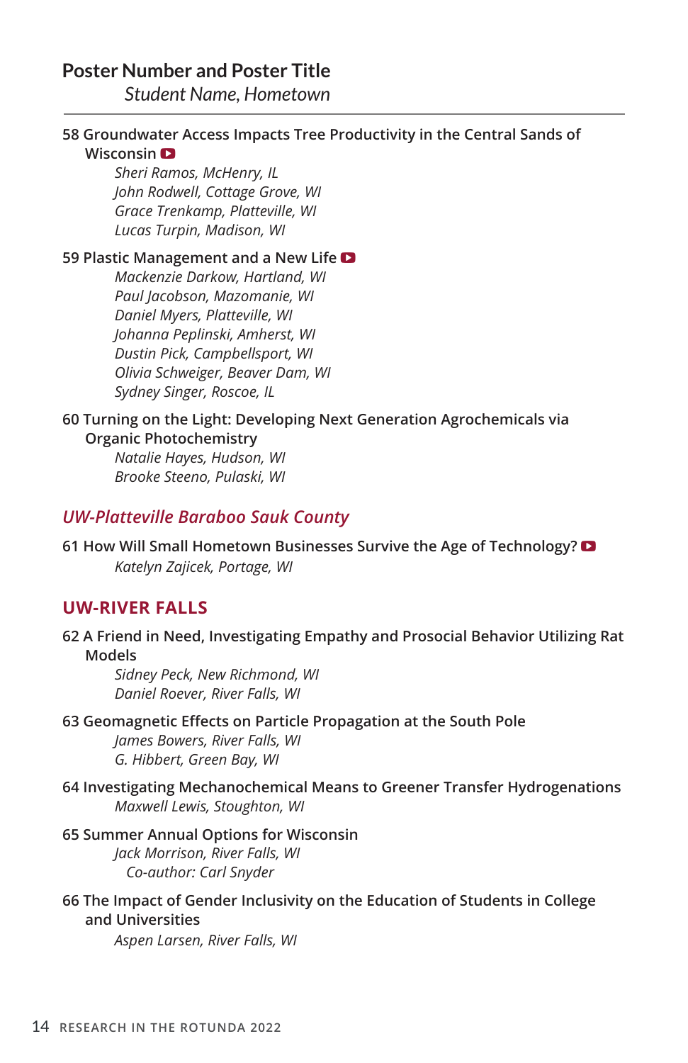**Poster Number and Poster Title**
*Student Name, Hometown*

---

**58 Groundwater Access Impacts Tree Productivity in the Central Sands of Wisconsin**
*Sheri Ramos, McHenry, IL*
*John Rodwell, Cottage Grove, WI*
*Grace Trenkamp, Platteville, WI*
*Lucas Turpin, Madison, WI*

**59 Plastic Management and a New Life**
*Mackenzie Darkow, Hartland, WI*
*Paul Jacobson, Mazomanie, WI*
*Daniel Myers, Platteville, WI*
*Johanna Peplinski, Amherst, WI*
*Dustin Pick, Campbellsport, WI*
*Olivia Schweiger, Beaver Dam, WI*
*Sydney Singer, Roscoe, IL*

**60 Turning on the Light: Developing Next Generation Agrochemicals via Organic Photochemistry**
*Natalie Hayes, Hudson, WI*
*Brooke Steeno, Pulaski, WI*

## *UW-Platteville Baraboo Sauk County*

**61 How Will Small Hometown Businesses Survive the Age of Technology?**
*Katelyn Zajicek, Portage, WI*

## UW-RIVER FALLS

**62 A Friend in Need, Investigating Empathy and Prosocial Behavior Utilizing Rat Models**
*Sidney Peck, New Richmond, WI*
*Daniel Roever, River Falls, WI*

**63 Geomagnetic Effects on Particle Propagation at the South Pole**
*James Bowers, River Falls, WI*
*G. Hibbert, Green Bay, WI*

**64 Investigating Mechanochemical Means to Greener Transfer Hydrogenations**
*Maxwell Lewis, Stoughton, WI*

**65 Summer Annual Options for Wisconsin**
*Jack Morrison, River Falls, WI*
*Co-author: Carl Snyder*

**66 The Impact of Gender Inclusivity on the Education of Students in College and Universities**
*Aspen Larsen, River Falls, WI*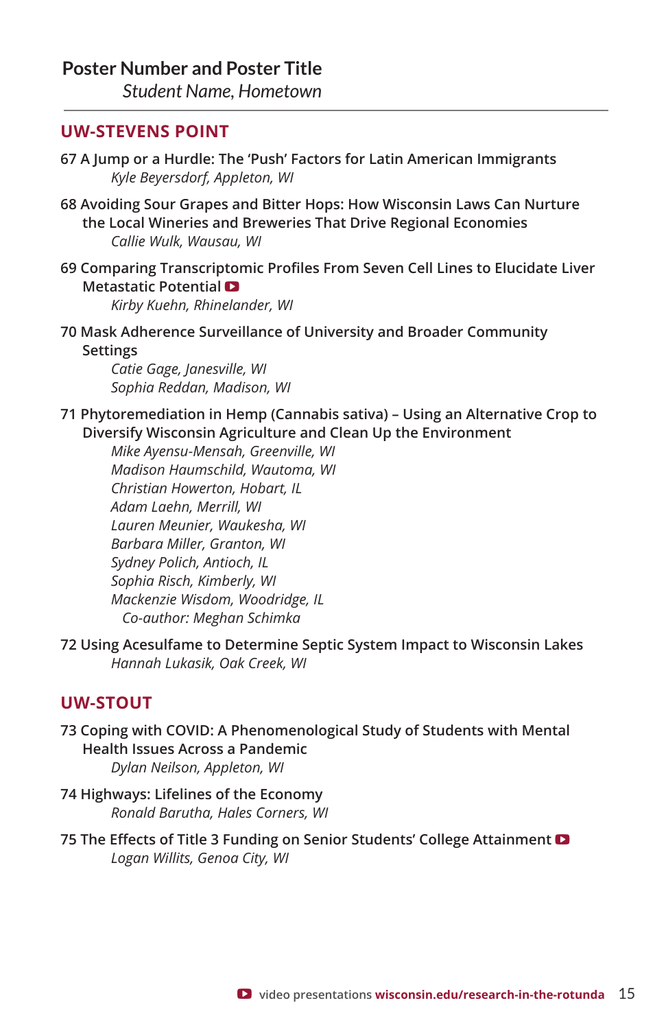**Poster Number and Poster Title**
*Student Name, Hometown*

---

## UW-STEVENS POINT

67 A Jump or a Hurdle: The 'Push' Factors for Latin American Immigrants
*Kyle Beyersdorf, Appleton, WI*

68 Avoiding Sour Grapes and Bitter Hops: How Wisconsin Laws Can Nurture the Local Wineries and Breweries That Drive Regional Economies
*Callie Wulk, Wausau, WI*

69 Comparing Transcriptomic Profiles From Seven Cell Lines to Elucidate Liver Metastatic Potential
*Kirby Kuehn, Rhinelander, WI*

70 Mask Adherence Surveillance of University and Broader Community Settings
*Catie Gage, Janesville, WI*
*Sophia Reddan, Madison, WI*

71 Phytoremediation in Hemp (Cannabis sativa) – Using an Alternative Crop to Diversify Wisconsin Agriculture and Clean Up the Environment
*Mike Ayensu-Mensah, Greenville, WI*
*Madison Haumschild, Wautoma, WI*
*Christian Howerton, Hobart, IL*
*Adam Laehn, Merrill, WI*
*Lauren Meunier, Waukesha, WI*
*Barbara Miller, Granton, WI*
*Sydney Polich, Antioch, IL*
*Sophia Risch, Kimberly, WI*
*Mackenzie Wisdom, Woodridge, IL*
*Co-author: Meghan Schimka*

72 Using Acesulfame to Determine Septic System Impact to Wisconsin Lakes
*Hannah Lukasik, Oak Creek, WI*

## UW-STOUT

73 Coping with COVID: A Phenomenological Study of Students with Mental Health Issues Across a Pandemic
*Dylan Neilson, Appleton, WI*

74 Highways: Lifelines of the Economy
*Ronald Barutha, Hales Corners, WI*

75 The Effects of Title 3 Funding on Senior Students' College Attainment
*Logan Willits, Genoa City, WI*

video presentations **wisconsin.edu/research-in-the-rotunda**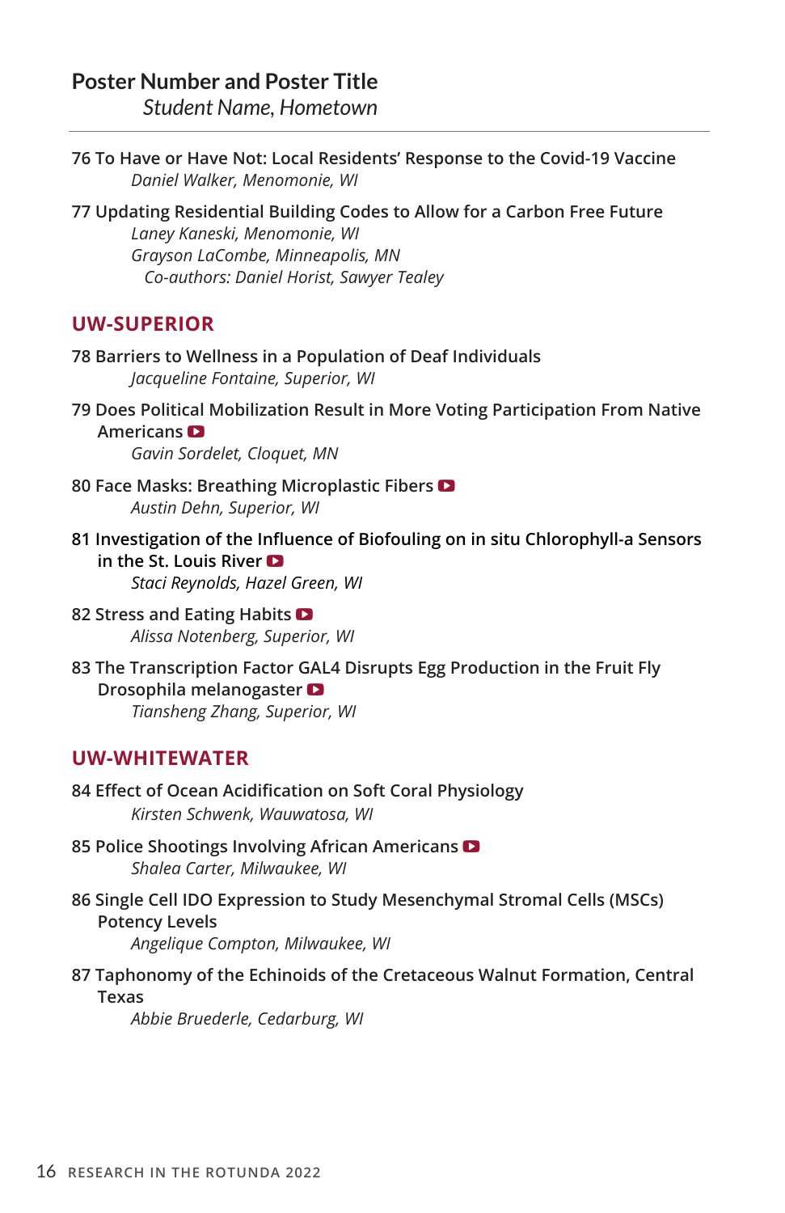**Poster Number and Poster Title**
*Student Name, Hometown*

---

76 To Have or Have Not: Local Residents' Response to the Covid-19 Vaccine
*Daniel Walker, Menomonie, WI*

77 Updating Residential Building Codes to Allow for a Carbon Free Future
*Laney Kaneski, Menomonie, WI*
*Grayson LaCombe, Minneapolis, MN*
*Co-authors: Daniel Horist, Sawyer Tealey*

## UW-SUPERIOR

78 Barriers to Wellness in a Population of Deaf Individuals
*Jacqueline Fontaine, Superior, WI*

79 Does Political Mobilization Result in More Voting Participation From Native Americans
*Gavin Sordelet, Cloquet, MN*

80 Face Masks: Breathing Microplastic Fibers
*Austin Dehn, Superior, WI*

81 Investigation of the Influence of Biofouling on in situ Chlorophyll-a Sensors in the St. Louis River
*Staci Reynolds, Hazel Green, WI*

82 Stress and Eating Habits
*Alissa Notenberg, Superior, WI*

83 The Transcription Factor GAL4 Disrupts Egg Production in the Fruit Fly Drosophila melanogaster
*Tiansheng Zhang, Superior, WI*

## UW-WHITEWATER

84 Effect of Ocean Acidification on Soft Coral Physiology
*Kirsten Schwenk, Wauwatosa, WI*

85 Police Shootings Involving African Americans
*Shalea Carter, Milwaukee, WI*

86 Single Cell IDO Expression to Study Mesenchymal Stromal Cells (MSCs) Potency Levels
*Angelique Compton, Milwaukee, WI*

87 Taphonomy of the Echinoids of the Cretaceous Walnut Formation, Central Texas
*Abbie Bruederle, Cedarburg, WI*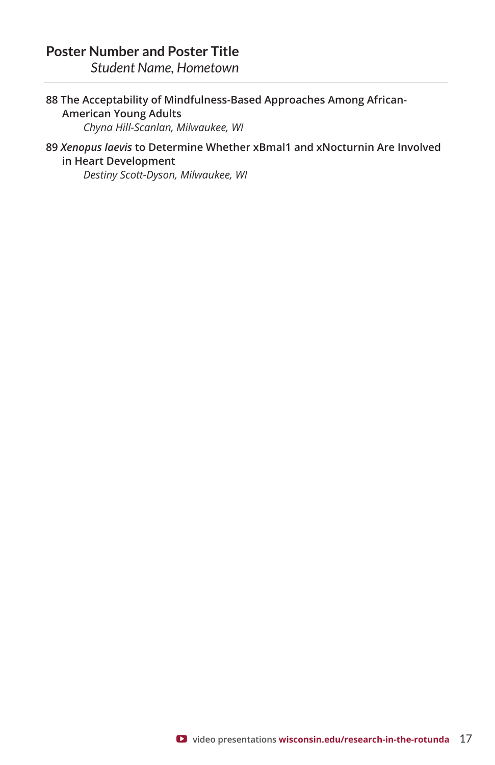**Poster Number and Poster Title**
*Student Name, Hometown*

---

88 The Acceptability of Mindfulness-Based Approaches Among African-American Young Adults
*Chyna Hill-Scanlan, Milwaukee, WI*

89 ***Xenopus laevis*** **to Determine Whether xBmal1 and xNocturnin Are Involved in Heart Development**
*Destiny Scott-Dyson, Milwaukee, WI*

video presentations **wisconsin.edu/research-in-the-rotunda**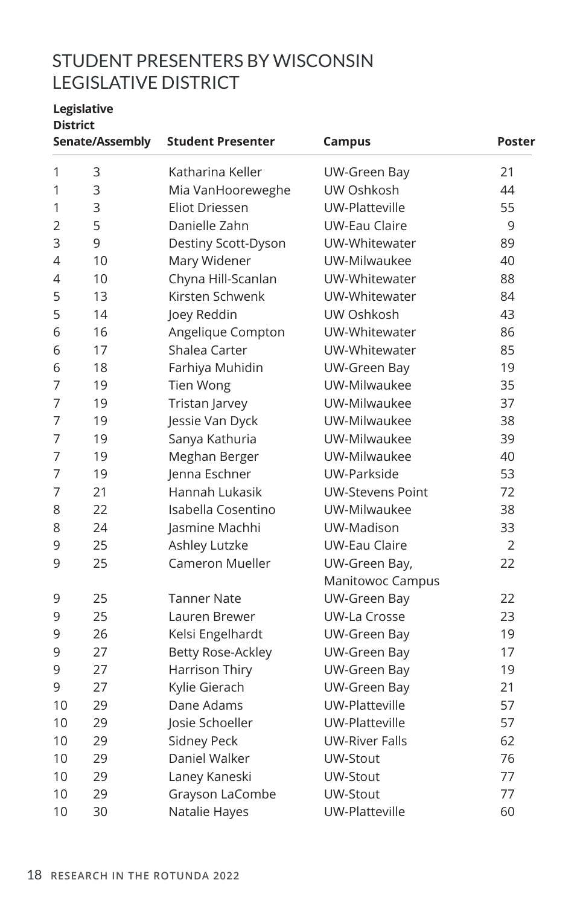# STUDENT PRESENTERS BY WISCONSIN LEGISLATIVE DISTRICT

| Legislative District Senate | Assembly | Student Presenter | Campus | Poster |
|---|---|---|---|---|
| 1 | 3 | Katharina Keller | UW-Green Bay | 21 |
| 1 | 3 | Mia VanHooreweghe | UW Oshkosh | 44 |
| 1 | 3 | Eliot Driessen | UW-Platteville | 55 |
| 2 | 5 | Danielle Zahn | UW-Eau Claire | 9 |
| 3 | 9 | Destiny Scott-Dyson | UW-Whitewater | 89 |
| 4 | 10 | Mary Widener | UW-Milwaukee | 40 |
| 4 | 10 | Chyna Hill-Scanlan | UW-Whitewater | 88 |
| 5 | 13 | Kirsten Schwenk | UW-Whitewater | 84 |
| 5 | 14 | Joey Reddin | UW Oshkosh | 43 |
| 6 | 16 | Angelique Compton | UW-Whitewater | 86 |
| 6 | 17 | Shalea Carter | UW-Whitewater | 85 |
| 6 | 18 | Farhiya Muhidin | UW-Green Bay | 19 |
| 7 | 19 | Tien Wong | UW-Milwaukee | 35 |
| 7 | 19 | Tristan Jarvey | UW-Milwaukee | 37 |
| 7 | 19 | Jessie Van Dyck | UW-Milwaukee | 38 |
| 7 | 19 | Sanya Kathuria | UW-Milwaukee | 39 |
| 7 | 19 | Meghan Berger | UW-Milwaukee | 40 |
| 7 | 19 | Jenna Eschner | UW-Parkside | 53 |
| 7 | 21 | Hannah Lukasik | UW-Stevens Point | 72 |
| 8 | 22 | Isabella Cosentino | UW-Milwaukee | 38 |
| 8 | 24 | Jasmine Machhi | UW-Madison | 33 |
| 9 | 25 | Ashley Lutzke | UW-Eau Claire | 2 |
| 9 | 25 | Cameron Mueller | UW-Green Bay, Manitowoc Campus | 22 |
| 9 | 25 | Tanner Nate | UW-Green Bay | 22 |
| 9 | 25 | Lauren Brewer | UW-La Crosse | 23 |
| 9 | 26 | Kelsi Engelhardt | UW-Green Bay | 19 |
| 9 | 27 | Betty Rose-Ackley | UW-Green Bay | 17 |
| 9 | 27 | Harrison Thiry | UW-Green Bay | 19 |
| 9 | 27 | Kylie Gierach | UW-Green Bay | 21 |
| 10 | 29 | Dane Adams | UW-Platteville | 57 |
| 10 | 29 | Josie Schoeller | UW-Platteville | 57 |
| 10 | 29 | Sidney Peck | UW-River Falls | 62 |
| 10 | 29 | Daniel Walker | UW-Stout | 76 |
| 10 | 29 | Laney Kaneski | UW-Stout | 77 |
| 10 | 29 | Grayson LaCombe | UW-Stout | 77 |
| 10 | 30 | Natalie Hayes | UW-Platteville | 60 |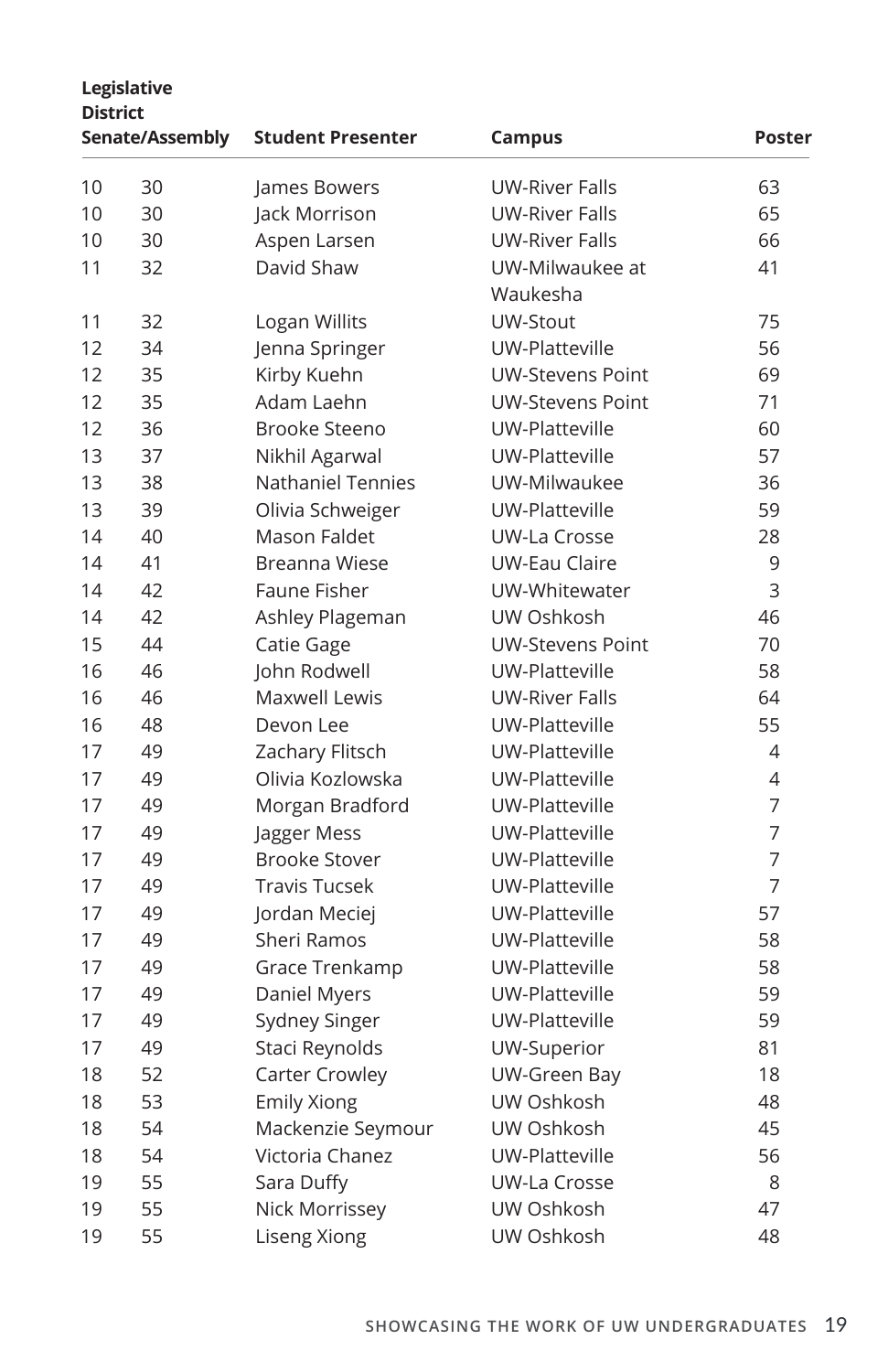| Legislative District Senate | Assembly | Student Presenter | Campus | Poster |
|---|---|---|---|---|
| 10 | 30 | James Bowers | UW-River Falls | 63 |
| 10 | 30 | Jack Morrison | UW-River Falls | 65 |
| 10 | 30 | Aspen Larsen | UW-River Falls | 66 |
| 11 | 32 | David Shaw | UW-Milwaukee at Waukesha | 41 |
| 11 | 32 | Logan Willits | UW-Stout | 75 |
| 12 | 34 | Jenna Springer | UW-Platteville | 56 |
| 12 | 35 | Kirby Kuehn | UW-Stevens Point | 69 |
| 12 | 35 | Adam Laehn | UW-Stevens Point | 71 |
| 12 | 36 | Brooke Steeno | UW-Platteville | 60 |
| 13 | 37 | Nikhil Agarwal | UW-Platteville | 57 |
| 13 | 38 | Nathaniel Tennies | UW-Milwaukee | 36 |
| 13 | 39 | Olivia Schweiger | UW-Platteville | 59 |
| 14 | 40 | Mason Faldet | UW-La Crosse | 28 |
| 14 | 41 | Breanna Wiese | UW-Eau Claire | 9 |
| 14 | 42 | Faune Fisher | UW-Whitewater | 3 |
| 14 | 42 | Ashley Plageman | UW Oshkosh | 46 |
| 15 | 44 | Catie Gage | UW-Stevens Point | 70 |
| 16 | 46 | John Rodwell | UW-Platteville | 58 |
| 16 | 46 | Maxwell Lewis | UW-River Falls | 64 |
| 16 | 48 | Devon Lee | UW-Platteville | 55 |
| 17 | 49 | Zachary Flitsch | UW-Platteville | 4 |
| 17 | 49 | Olivia Kozlowska | UW-Platteville | 4 |
| 17 | 49 | Morgan Bradford | UW-Platteville | 7 |
| 17 | 49 | Jagger Mess | UW-Platteville | 7 |
| 17 | 49 | Brooke Stover | UW-Platteville | 7 |
| 17 | 49 | Travis Tucsek | UW-Platteville | 7 |
| 17 | 49 | Jordan Meciej | UW-Platteville | 57 |
| 17 | 49 | Sheri Ramos | UW-Platteville | 58 |
| 17 | 49 | Grace Trenkamp | UW-Platteville | 58 |
| 17 | 49 | Daniel Myers | UW-Platteville | 59 |
| 17 | 49 | Sydney Singer | UW-Platteville | 59 |
| 17 | 49 | Staci Reynolds | UW-Superior | 81 |
| 18 | 52 | Carter Crowley | UW-Green Bay | 18 |
| 18 | 53 | Emily Xiong | UW Oshkosh | 48 |
| 18 | 54 | Mackenzie Seymour | UW Oshkosh | 45 |
| 18 | 54 | Victoria Chanez | UW-Platteville | 56 |
| 19 | 55 | Sara Duffy | UW-La Crosse | 8 |
| 19 | 55 | Nick Morrissey | UW Oshkosh | 47 |
| 19 | 55 | Liseng Xiong | UW Oshkosh | 48 |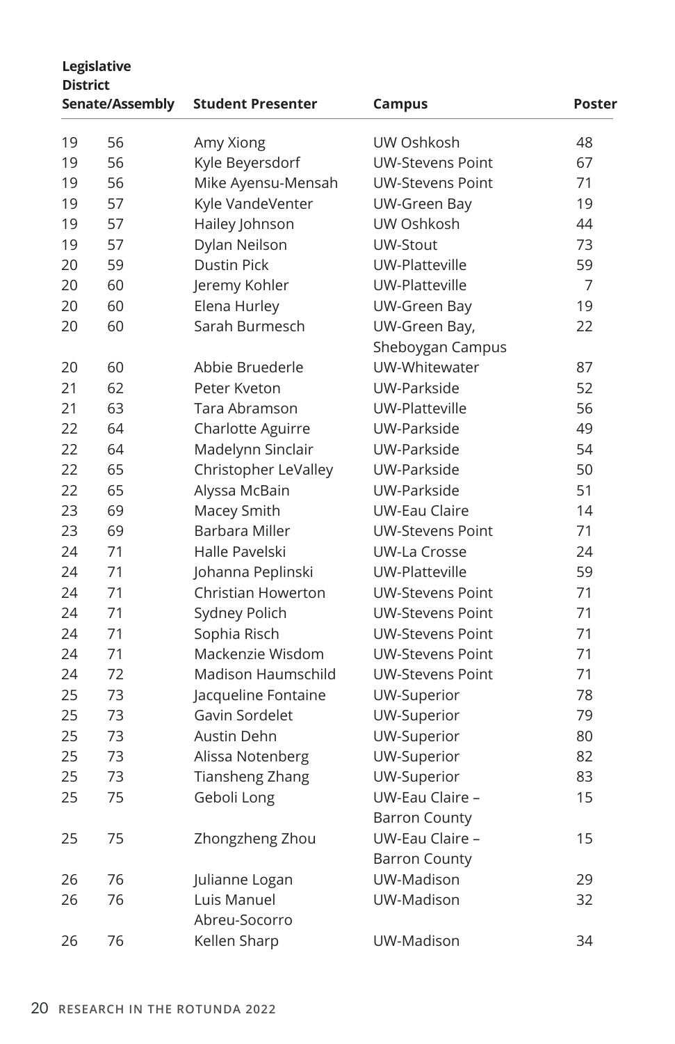| Legislative District Senate | Assembly | Student Presenter | Campus | Poster |
|---|---|---|---|---|
| 19 | 56 | Amy Xiong | UW Oshkosh | 48 |
| 19 | 56 | Kyle Beyersdorf | UW-Stevens Point | 67 |
| 19 | 56 | Mike Ayensu-Mensah | UW-Stevens Point | 71 |
| 19 | 57 | Kyle VandeVenter | UW-Green Bay | 19 |
| 19 | 57 | Hailey Johnson | UW Oshkosh | 44 |
| 19 | 57 | Dylan Neilson | UW-Stout | 73 |
| 20 | 59 | Dustin Pick | UW-Platteville | 59 |
| 20 | 60 | Jeremy Kohler | UW-Platteville | 7 |
| 20 | 60 | Elena Hurley | UW-Green Bay | 19 |
| 20 | 60 | Sarah Burmesch | UW-Green Bay, Sheboygan Campus | 22 |
| 20 | 60 | Abbie Bruederle | UW-Whitewater | 87 |
| 21 | 62 | Peter Kveton | UW-Parkside | 52 |
| 21 | 63 | Tara Abramson | UW-Platteville | 56 |
| 22 | 64 | Charlotte Aguirre | UW-Parkside | 49 |
| 22 | 64 | Madelynn Sinclair | UW-Parkside | 54 |
| 22 | 65 | Christopher LeValley | UW-Parkside | 50 |
| 22 | 65 | Alyssa McBain | UW-Parkside | 51 |
| 23 | 69 | Macey Smith | UW-Eau Claire | 14 |
| 23 | 69 | Barbara Miller | UW-Stevens Point | 71 |
| 24 | 71 | Halle Pavelski | UW-La Crosse | 24 |
| 24 | 71 | Johanna Peplinski | UW-Platteville | 59 |
| 24 | 71 | Christian Howerton | UW-Stevens Point | 71 |
| 24 | 71 | Sydney Polich | UW-Stevens Point | 71 |
| 24 | 71 | Sophia Risch | UW-Stevens Point | 71 |
| 24 | 71 | Mackenzie Wisdom | UW-Stevens Point | 71 |
| 24 | 72 | Madison Haumschild | UW-Stevens Point | 71 |
| 25 | 73 | Jacqueline Fontaine | UW-Superior | 78 |
| 25 | 73 | Gavin Sordelet | UW-Superior | 79 |
| 25 | 73 | Austin Dehn | UW-Superior | 80 |
| 25 | 73 | Alissa Notenberg | UW-Superior | 82 |
| 25 | 73 | Tiansheng Zhang | UW-Superior | 83 |
| 25 | 75 | Geboli Long | UW-Eau Claire – Barron County | 15 |
| 25 | 75 | Zhongzheng Zhou | UW-Eau Claire – Barron County | 15 |
| 26 | 76 | Julianne Logan | UW-Madison | 29 |
| 26 | 76 | Luis Manuel Abreu-Socorro | UW-Madison | 32 |
| 26 | 76 | Kellen Sharp | UW-Madison | 34 |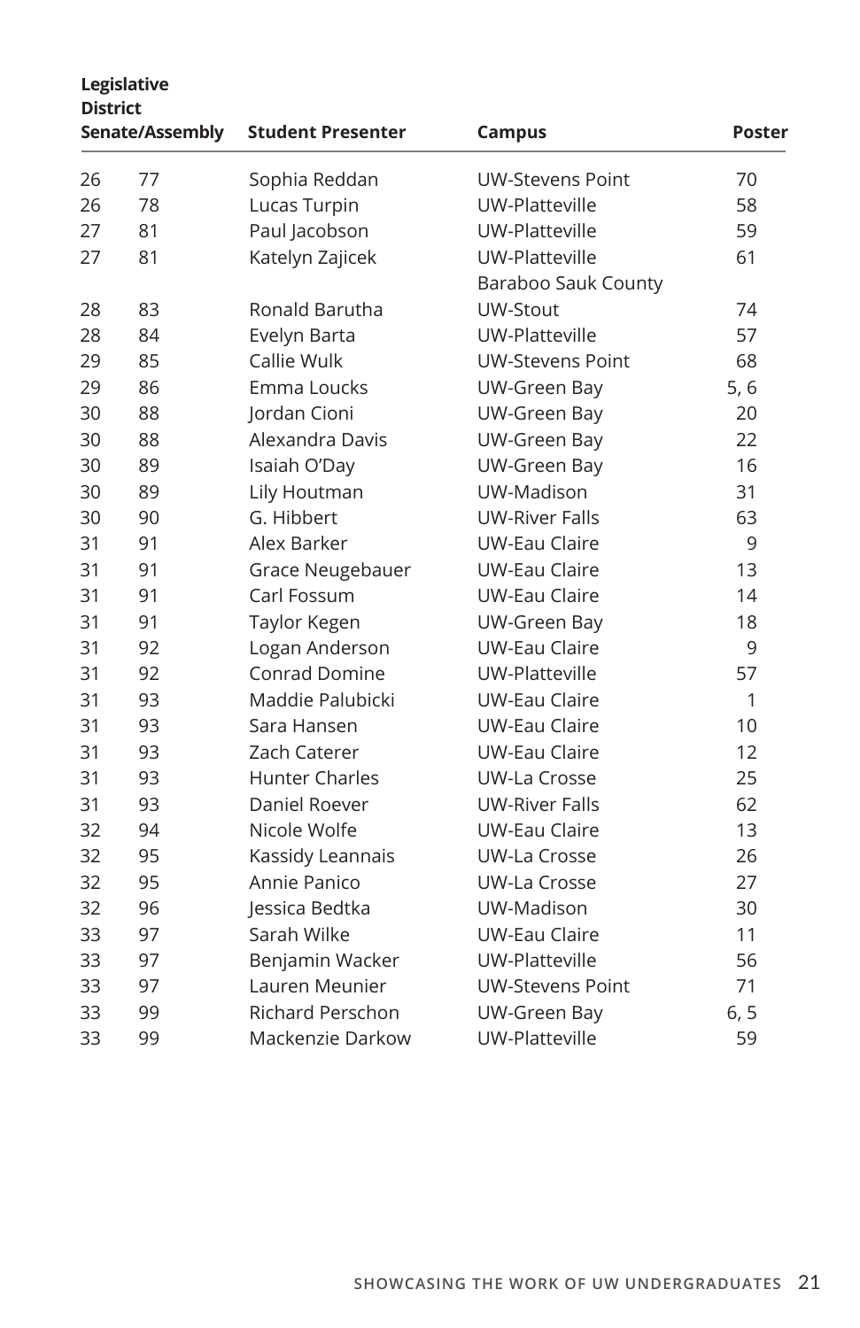| Legislative District Senate/Assembly | | Student Presenter | Campus | Poster |
|---|---|---|---|---|
| 26 | 77 | Sophia Reddan | UW-Stevens Point | 70 |
| 26 | 78 | Lucas Turpin | UW-Platteville | 58 |
| 27 | 81 | Paul Jacobson | UW-Platteville | 59 |
| 27 | 81 | Katelyn Zajicek | UW-Platteville Baraboo Sauk County | 61 |
| 28 | 83 | Ronald Barutha | UW-Stout | 74 |
| 28 | 84 | Evelyn Barta | UW-Platteville | 57 |
| 29 | 85 | Callie Wulk | UW-Stevens Point | 68 |
| 29 | 86 | Emma Loucks | UW-Green Bay | 5, 6 |
| 30 | 88 | Jordan Cioni | UW-Green Bay | 20 |
| 30 | 88 | Alexandra Davis | UW-Green Bay | 22 |
| 30 | 89 | Isaiah O'Day | UW-Green Bay | 16 |
| 30 | 89 | Lily Houtman | UW-Madison | 31 |
| 30 | 90 | G. Hibbert | UW-River Falls | 63 |
| 31 | 91 | Alex Barker | UW-Eau Claire | 9 |
| 31 | 91 | Grace Neugebauer | UW-Eau Claire | 13 |
| 31 | 91 | Carl Fossum | UW-Eau Claire | 14 |
| 31 | 91 | Taylor Kegen | UW-Green Bay | 18 |
| 31 | 92 | Logan Anderson | UW-Eau Claire | 9 |
| 31 | 92 | Conrad Domine | UW-Platteville | 57 |
| 31 | 93 | Maddie Palubicki | UW-Eau Claire | 1 |
| 31 | 93 | Sara Hansen | UW-Eau Claire | 10 |
| 31 | 93 | Zach Caterer | UW-Eau Claire | 12 |
| 31 | 93 | Hunter Charles | UW-La Crosse | 25 |
| 31 | 93 | Daniel Roever | UW-River Falls | 62 |
| 32 | 94 | Nicole Wolfe | UW-Eau Claire | 13 |
| 32 | 95 | Kassidy Leannais | UW-La Crosse | 26 |
| 32 | 95 | Annie Panico | UW-La Crosse | 27 |
| 32 | 96 | Jessica Bedtka | UW-Madison | 30 |
| 33 | 97 | Sarah Wilke | UW-Eau Claire | 11 |
| 33 | 97 | Benjamin Wacker | UW-Platteville | 56 |
| 33 | 97 | Lauren Meunier | UW-Stevens Point | 71 |
| 33 | 99 | Richard Perschon | UW-Green Bay | 6, 5 |
| 33 | 99 | Mackenzie Darkow | UW-Platteville | 59 |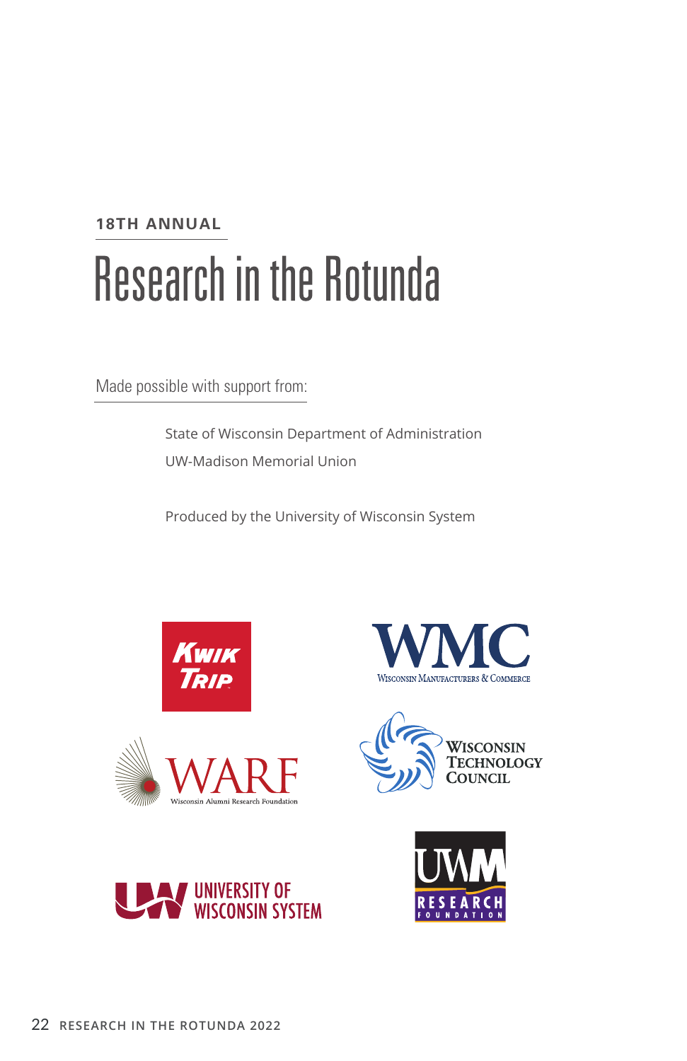18TH ANNUAL

# Research in the Rotunda

Made possible with support from:

State of Wisconsin Department of Administration

UW-Madison Memorial Union

Produced by the University of Wisconsin System

Kwik Trip

WMC
Wisconsin Manufacturers & Commerce

WARF
Wisconsin Alumni Research Foundation

Wisconsin Technology Council

University of Wisconsin System

UWM Research Foundation